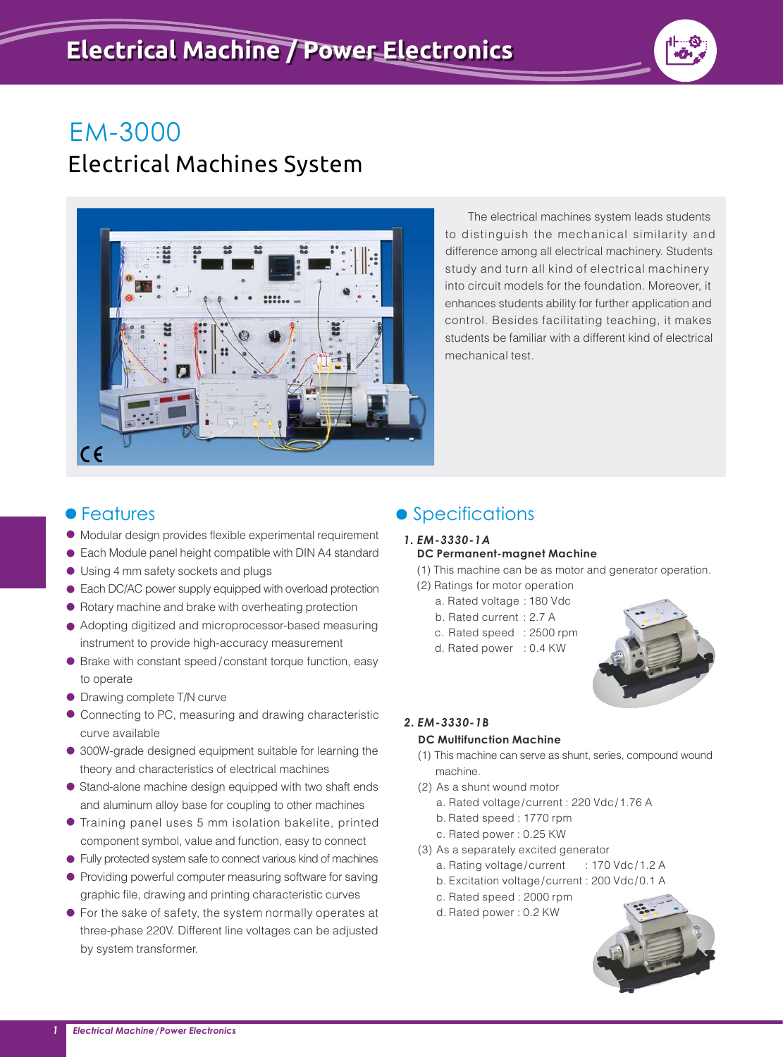# EM-3000

## Electrical Machines System

The electrical machines system leads students to distinguish the mechanical similarity and difference among all electrical machinery. Students study and turn all kind of electrical machinery into circuit models for the foundation. Moreover, it enhances students ability for further application and control. Besides facilitating teaching, it makes students be familiar with a different kind of electrical mechanical test.

## Features

- Modular design provides flexible experimental requirement
- Each Module panel height compatible with DIN A4 standard
- Using 4 mm safety sockets and plugs
- Each DC/AC power supply equipped with overload protection
- Rotary machine and brake with overheating protection
- Adopting digitized and microprocessor-based measuring instrument to provide high-accuracy measurement
- Brake with constant speed / constant torque function, easy to operate
- Drawing complete T/N curve
- Connecting to PC, measuring and drawing characteristic curve available
- 300W-grade designed equipment suitable for learning the theory and characteristics of electrical machines
- Stand-alone machine design equipped with two shaft ends and aluminum alloy base for coupling to other machines
- Training panel uses 5 mm isolation bakelite, printed component symbol, value and function, easy to connect
- Fully protected system safe to connect various kind of machines
- Providing powerful computer measuring software for saving graphic file, drawing and printing characteristic curves
- For the sake of safety, the system normally operates at three-phase 220V. Different line voltages can be adjusted by system transformer.

## Specifications

***1. EM-3330-1A***

**DC Permanent-magnet Machine**

(1) This machine can be as motor and generator operation.

(2) Ratings for motor operation

a. Rated voltage : 180 Vdc

b. Rated current : 2.7 A

c. Rated speed : 2500 rpm

d. Rated power : 0.4 KW

***2. EM-3330-1B***

**DC Multifunction Machine**

(1) This machine can serve as shunt, series, compound wound machine.

(2) As a shunt wound motor

a. Rated voltage / current : 220 Vdc / 1.76 A

b. Rated speed : 1770 rpm

c. Rated power : 0.25 KW

(3) As a separately excited generator

a. Rating voltage / current : 170 Vdc / 1.2 A

b. Excitation voltage / current : 200 Vdc / 0.1 A

c. Rated speed : 2000 rpm

d. Rated power : 0.2 KW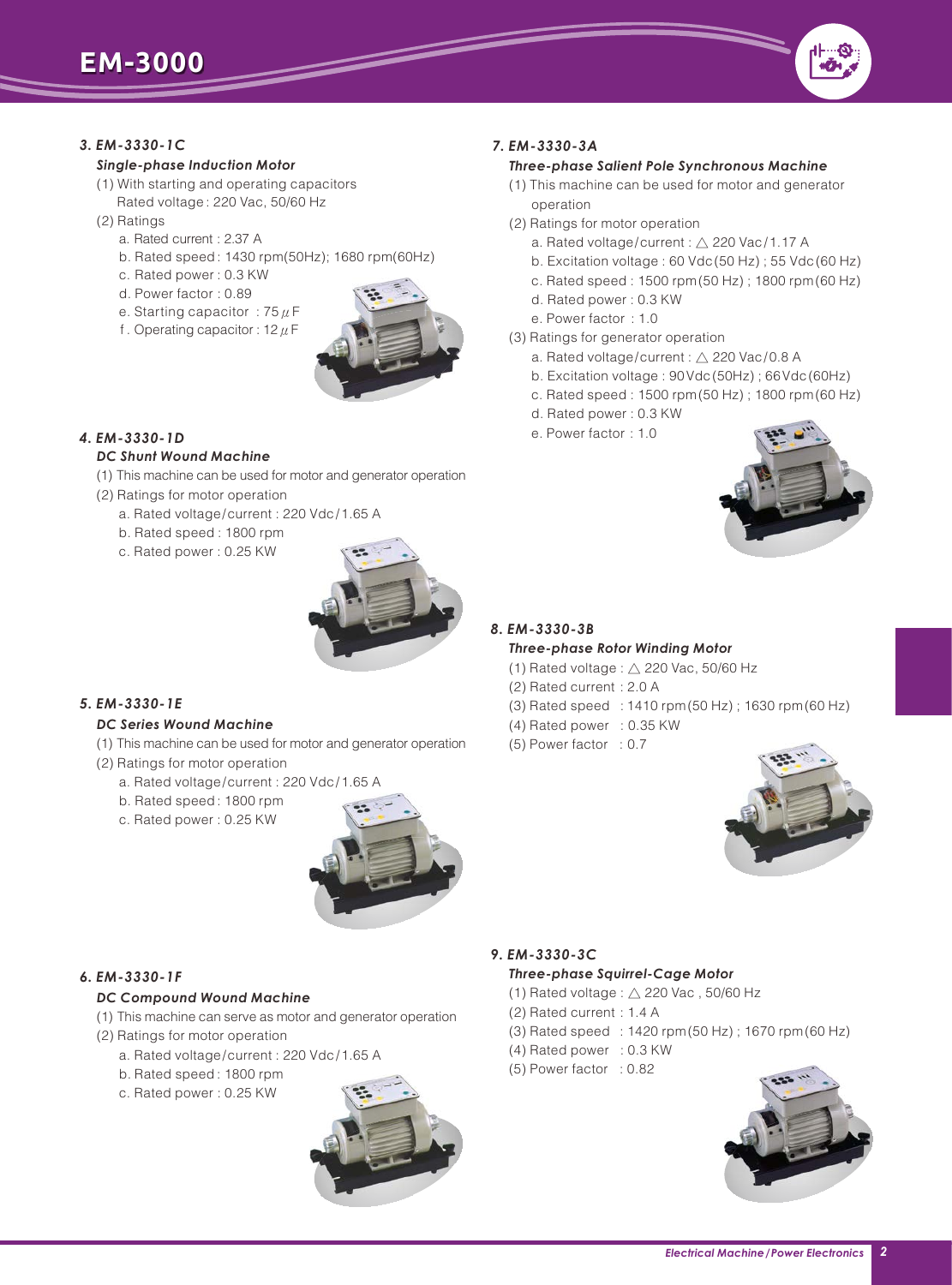# EM-3000

### 3. EM-3330-1C

#### *Single-phase Induction Motor*

(1) With starting and operating capacitors
Rated voltage: 220 Vac, 50/60 Hz

(2) Ratings

a. Rated current : 2.37 A
b. Rated speed: 1430 rpm(50Hz); 1680 rpm(60Hz)
c. Rated power : 0.3 KW
d. Power factor : 0.89
e. Starting capacitor : 75 $\mu$F
f. Operating capacitor : 12 $\mu$F

### 4. EM-3330-1D

#### *DC Shunt Wound Machine*

(1) This machine can be used for motor and generator operation

(2) Ratings for motor operation

a. Rated voltage/current : 220 Vdc/1.65 A
b. Rated speed: 1800 rpm
c. Rated power : 0.25 KW

### 5. EM-3330-1E

#### *DC Series Wound Machine*

(1) This machine can be used for motor and generator operation

(2) Ratings for motor operation

a. Rated voltage/current : 220 Vdc/1.65 A
b. Rated speed: 1800 rpm
c. Rated power : 0.25 KW

### 6. EM-3330-1F

#### *DC Compound Wound Machine*

(1) This machine can serve as motor and generator operation

(2) Ratings for motor operation

a. Rated voltage/current : 220 Vdc/1.65 A
b. Rated speed: 1800 rpm
c. Rated power : 0.25 KW

### 7. EM-3330-3A

#### *Three-phase Salient Pole Synchronous Machine*

(1) This machine can be used for motor and generator operation

(2) Ratings for motor operation

a. Rated voltage/current : △ 220 Vac/1.17 A
b. Excitation voltage : 60 Vdc(50 Hz) ; 55 Vdc(60 Hz)
c. Rated speed : 1500 rpm(50 Hz) ; 1800 rpm(60 Hz)
d. Rated power : 0.3 KW
e. Power factor : 1.0

(3) Ratings for generator operation

a. Rated voltage/current : △ 220 Vac/0.8 A
b. Excitation voltage : 90Vdc(50Hz) ; 66Vdc(60Hz)
c. Rated speed : 1500 rpm(50 Hz) ; 1800 rpm(60 Hz)
d. Rated power : 0.3 KW
e. Power factor : 1.0

### 8. EM-3330-3B

#### *Three-phase Rotor Winding Motor*

(1) Rated voltage : △ 220 Vac, 50/60 Hz
(2) Rated current : 2.0 A
(3) Rated speed : 1410 rpm(50 Hz) ; 1630 rpm(60 Hz)
(4) Rated power : 0.35 KW
(5) Power factor : 0.7

### 9. EM-3330-3C

#### *Three-phase Squirrel-Cage Motor*

(1) Rated voltage : △ 220 Vac , 50/60 Hz
(2) Rated current : 1.4 A
(3) Rated speed : 1420 rpm(50 Hz) ; 1670 rpm(60 Hz)
(4) Rated power : 0.3 KW
(5) Power factor : 0.82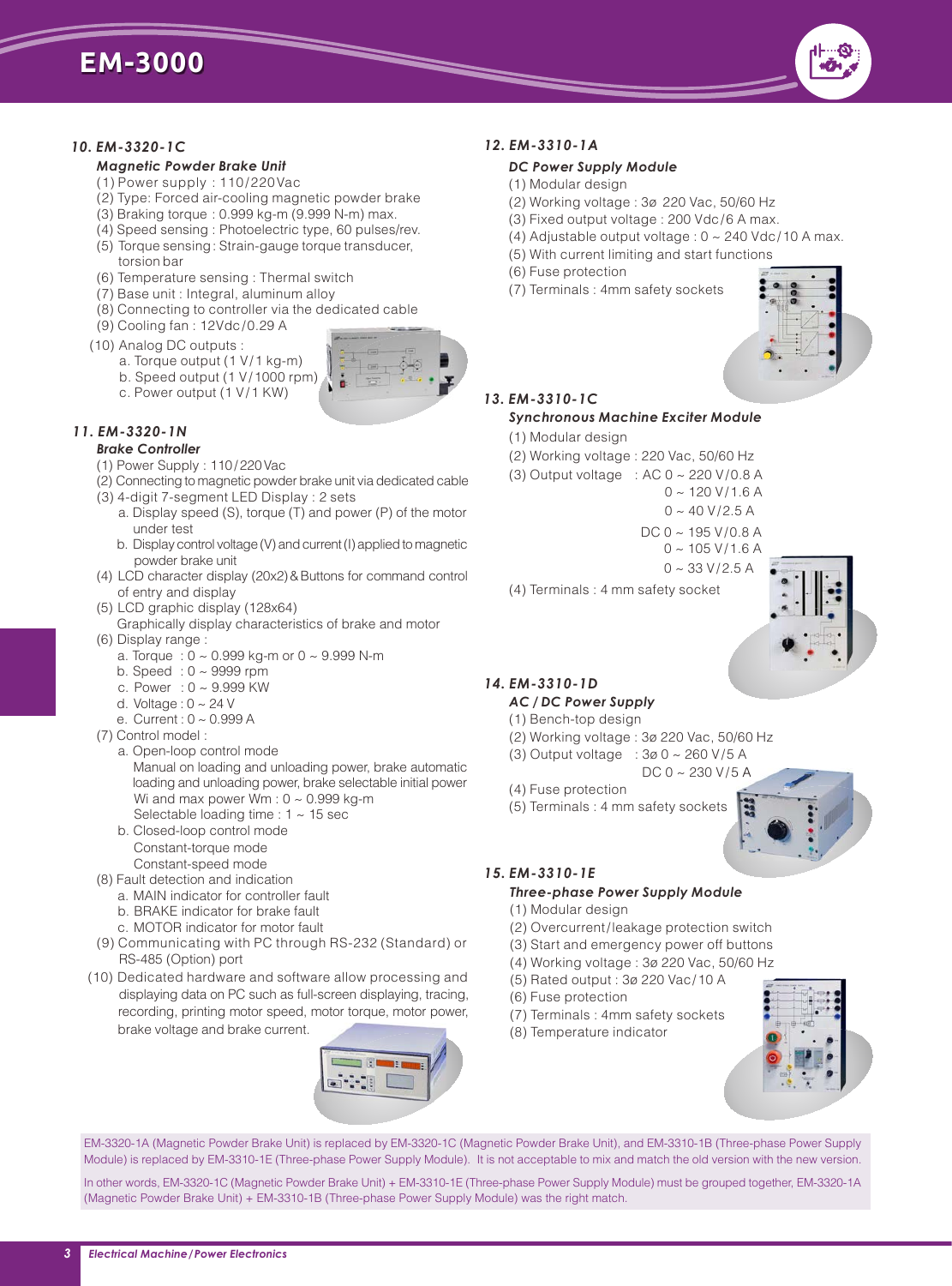## 10. EM-3320-1C

### Magnetic Powder Brake Unit

(1) Power supply : 110/220Vac
(2) Type: Forced air-cooling magnetic powder brake
(3) Braking torque : 0.999 kg-m (9.999 N-m) max.
(4) Speed sensing : Photoelectric type, 60 pulses/rev.
(5) Torque sensing : Strain-gauge torque transducer, torsion bar
(6) Temperature sensing : Thermal switch
(7) Base unit : Integral, aluminum alloy
(8) Connecting to controller via the dedicated cable
(9) Cooling fan : 12Vdc/0.29 A
(10) Analog DC outputs :
   a. Torque output (1 V/1 kg-m)
   b. Speed output (1 V/1000 rpm)
   c. Power output (1 V/1 KW)

## 11. EM-3320-1N

### Brake Controller

(1) Power Supply : 110/220Vac
(2) Connecting to magnetic powder brake unit via dedicated cable
(3) 4-digit 7-segment LED Display : 2 sets
   a. Display speed (S), torque (T) and power (P) of the motor under test
   b. Display control voltage (V) and current (I) applied to magnetic powder brake unit
(4) LCD character display (20x2) & Buttons for command control of entry and display
(5) LCD graphic display (128x64)
   Graphically display characteristics of brake and motor
(6) Display range :
   a. Torque : 0 ~ 0.999 kg-m or 0 ~ 9.999 N-m
   b. Speed : 0 ~ 9999 rpm
   c. Power : 0 ~ 9.999 KW
   d. Voltage : 0 ~ 24 V
   e. Current : 0 ~ 0.999 A
(7) Control model :
   a. Open-loop control mode
      Manual on loading and unloading power, brake automatic loading and unloading power, brake selectable initial power Wi and max power Wm : 0 ~ 0.999 kg-m
      Selectable loading time : 1 ~ 15 sec
   b. Closed-loop control mode
      Constant-torque mode
      Constant-speed mode
(8) Fault detection and indication
   a. MAIN indicator for controller fault
   b. BRAKE indicator for brake fault
   c. MOTOR indicator for motor fault
(9) Communicating with PC through RS-232 (Standard) or RS-485 (Option) port
(10) Dedicated hardware and software allow processing and displaying data on PC such as full-screen displaying, tracing, recording, printing motor speed, motor torque, motor power, brake voltage and brake current.

## 12. EM-3310-1A

### DC Power Supply Module

(1) Modular design
(2) Working voltage : 3ø 220 Vac, 50/60 Hz
(3) Fixed output voltage : 200 Vdc/6 A max.
(4) Adjustable output voltage : 0 ~ 240 Vdc/10 A max.
(5) With current limiting and start functions
(6) Fuse protection
(7) Terminals : 4mm safety sockets

## 13. EM-3310-1C

### Synchronous Machine Exciter Module

(1) Modular design
(2) Working voltage : 220 Vac, 50/60 Hz
(3) Output voltage : AC 0 ~ 220 V/0.8 A
   0 ~ 120 V/1.6 A
   0 ~ 40 V/2.5 A
   DC 0 ~ 195 V/0.8 A
   0 ~ 105 V/1.6 A
   0 ~ 33 V/2.5 A
(4) Terminals : 4 mm safety socket

## 14. EM-3310-1D

### AC / DC Power Supply

(1) Bench-top design
(2) Working voltage : 3ø 220 Vac, 50/60 Hz
(3) Output voltage : 3ø 0 ~ 260 V/5 A
   DC 0 ~ 230 V/5 A
(4) Fuse protection
(5) Terminals : 4 mm safety sockets

## 15. EM-3310-1E

### Three-phase Power Supply Module

(1) Modular design
(2) Overcurrent/leakage protection switch
(3) Start and emergency power off buttons
(4) Working voltage : 3ø 220 Vac, 50/60 Hz
(5) Rated output : 3ø 220 Vac/10 A
(6) Fuse protection
(7) Terminals : 4mm safety sockets
(8) Temperature indicator

EM-3320-1A (Magnetic Powder Brake Unit) is replaced by EM-3320-1C (Magnetic Powder Brake Unit), and EM-3310-1B (Three-phase Power Supply Module) is replaced by EM-3310-1E (Three-phase Power Supply Module). It is not acceptable to mix and match the old version with the new version.

In other words, EM-3320-1C (Magnetic Powder Brake Unit) + EM-3310-1E (Three-phase Power Supply Module) must be grouped together, EM-3320-1A (Magnetic Powder Brake Unit) + EM-3310-1B (Three-phase Power Supply Module) was the right match.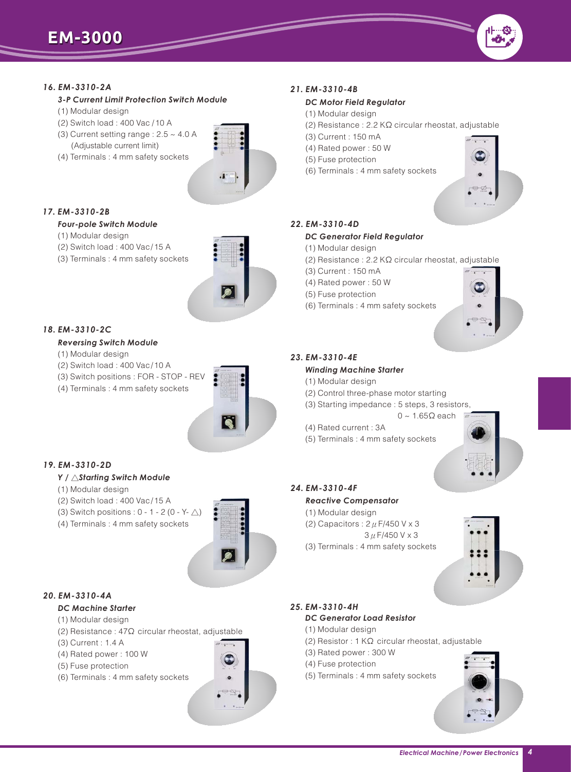## 16. EM-3310-2A

### *3-P Current Limit Protection Switch Module*

(1) Modular design
(2) Switch load : 400 Vac / 10 A
(3) Current setting range : 2.5 ~ 4.0 A
(Adjustable current limit)
(4) Terminals : 4 mm safety sockets

## 17. EM-3310-2B

### *Four-pole Switch Module*

(1) Modular design
(2) Switch load : 400 Vac/ 15 A
(3) Terminals : 4 mm safety sockets

## 18. EM-3310-2C

### *Reversing Switch Module*

(1) Modular design
(2) Switch load : 400 Vac/ 10 A
(3) Switch positions : FOR - STOP - REV
(4) Terminals : 4 mm safety sockets

## 19. EM-3310-2D

### *Y / △Starting Switch Module*

(1) Modular design
(2) Switch load : 400 Vac/ 15 A
(3) Switch positions : 0 - 1 - 2 (0 - Y- △)
(4) Terminals : 4 mm safety sockets

## 20. EM-3310-4A

### *DC Machine Starter*

(1) Modular design
(2) Resistance : 47Ω circular rheostat, adjustable
(3) Current : 1.4 A
(4) Rated power : 100 W
(5) Fuse protection
(6) Terminals : 4 mm safety sockets

## 21. EM-3310-4B

### *DC Motor Field Regulator*

(1) Modular design
(2) Resistance : 2.2 KΩ circular rheostat, adjustable
(3) Current : 150 mA
(4) Rated power : 50 W
(5) Fuse protection
(6) Terminals : 4 mm safety sockets

## 22. EM-3310-4D

### *DC Generator Field Regulator*

(1) Modular design
(2) Resistance : 2.2 KΩ circular rheostat, adjustable
(3) Current : 150 mA
(4) Rated power : 50 W
(5) Fuse protection
(6) Terminals : 4 mm safety sockets

## 23. EM-3310-4E

### *Winding Machine Starter*

(1) Modular design
(2) Control three-phase motor starting
(3) Starting impedance : 5 steps, 3 resistors, 0 ~ 1.65Ω each
(4) Rated current : 3A
(5) Terminals : 4 mm safety sockets

## 24. EM-3310-4F

### *Reactive Compensator*

(1) Modular design
(2) Capacitors : 2 $\mu$F/450 V x 3
3 $\mu$F/450 V x 3
(3) Terminals : 4 mm safety sockets

## 25. EM-3310-4H

### *DC Generator Load Resistor*

(1) Modular design
(2) Resistor : 1 KΩ circular rheostat, adjustable
(3) Rated power : 300 W
(4) Fuse protection
(5) Terminals : 4 mm safety sockets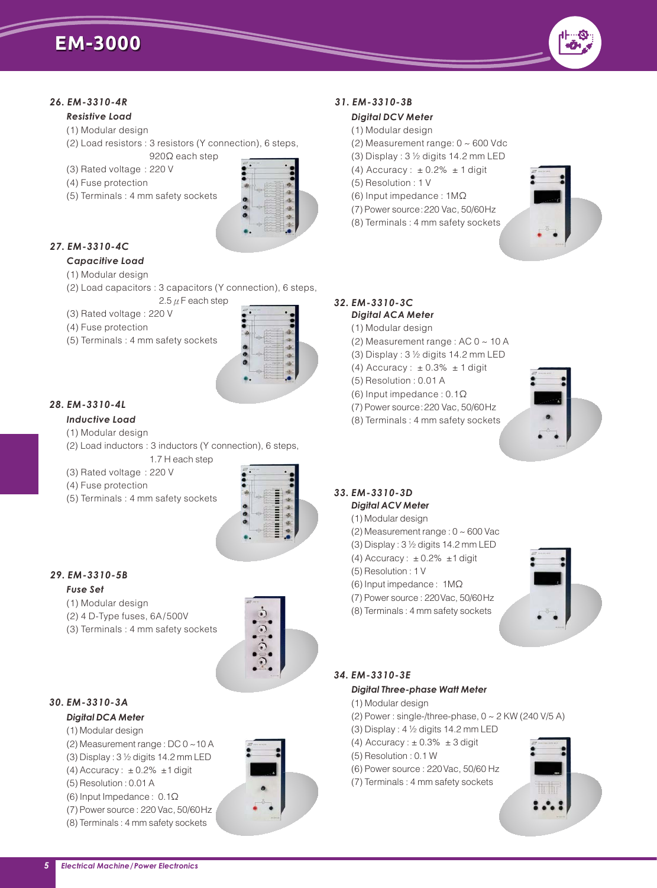# EM-3000

### 26. EM-3310-4R

**Resistive Load**

(1) Modular design
(2) Load resistors : 3 resistors (Y connection), 6 steps, 920Ω each step
(3) Rated voltage : 220 V
(4) Fuse protection
(5) Terminals : 4 mm safety sockets

### 27. EM-3310-4C

**Capacitive Load**

(1) Modular design
(2) Load capacitors : 3 capacitors (Y connection), 6 steps, 2.5 $\mu$F each step
(3) Rated voltage : 220 V
(4) Fuse protection
(5) Terminals : 4 mm safety sockets

### 28. EM-3310-4L

**Inductive Load**

(1) Modular design
(2) Load inductors : 3 inductors (Y connection), 6 steps, 1.7 H each step
(3) Rated voltage : 220 V
(4) Fuse protection
(5) Terminals : 4 mm safety sockets

### 29. EM-3310-5B

**Fuse Set**

(1) Modular design
(2) 4 D-Type fuses, 6A/500V
(3) Terminals : 4 mm safety sockets

### 30. EM-3310-3A

**Digital DCA Meter**

(1) Modular design
(2) Measurement range : DC 0 ~10 A
(3) Display : 3 ½ digits 14.2 mm LED
(4) Accuracy : ±0.2% ±1 digit
(5) Resolution : 0.01 A
(6) Input Impedance : 0.1Ω
(7) Power source : 220 Vac, 50/60Hz
(8) Terminals : 4 mm safety sockets

### 31. EM-3310-3B

**Digital DCV Meter**

(1) Modular design
(2) Measurement range: 0 ~ 600 Vdc
(3) Display : 3 ½ digits 14.2 mm LED
(4) Accuracy : ±0.2% ±1 digit
(5) Resolution : 1 V
(6) Input impedance : 1MΩ
(7) Power source : 220 Vac, 50/60Hz
(8) Terminals : 4 mm safety sockets

### 32. EM-3310-3C

**Digital ACA Meter**

(1) Modular design
(2) Measurement range : AC 0 ~ 10 A
(3) Display : 3 ½ digits 14.2 mm LED
(4) Accuracy : ±0.3% ±1 digit
(5) Resolution : 0.01 A
(6) Input impedance : 0.1Ω
(7) Power source : 220 Vac, 50/60Hz
(8) Terminals : 4 mm safety sockets

### 33. EM-3310-3D

**Digital ACV Meter**

(1) Modular design
(2) Measurement range : 0 ~ 600 Vac
(3) Display : 3 ½ digits 14.2 mm LED
(4) Accuracy : ±0.2% ±1 digit
(5) Resolution : 1 V
(6) Input impedance : 1MΩ
(7) Power source : 220 Vac, 50/60Hz
(8) Terminals : 4 mm safety sockets

### 34. EM-3310-3E

**Digital Three-phase Watt Meter**

(1) Modular design
(2) Power : single-/three-phase, 0 ~ 2 KW (240 V/5 A)
(3) Display : 4 ½ digits 14.2 mm LED
(4) Accuracy : ±0.3% ±3 digit
(5) Resolution : 0.1 W
(6) Power source : 220 Vac, 50/60 Hz
(7) Terminals : 4 mm safety sockets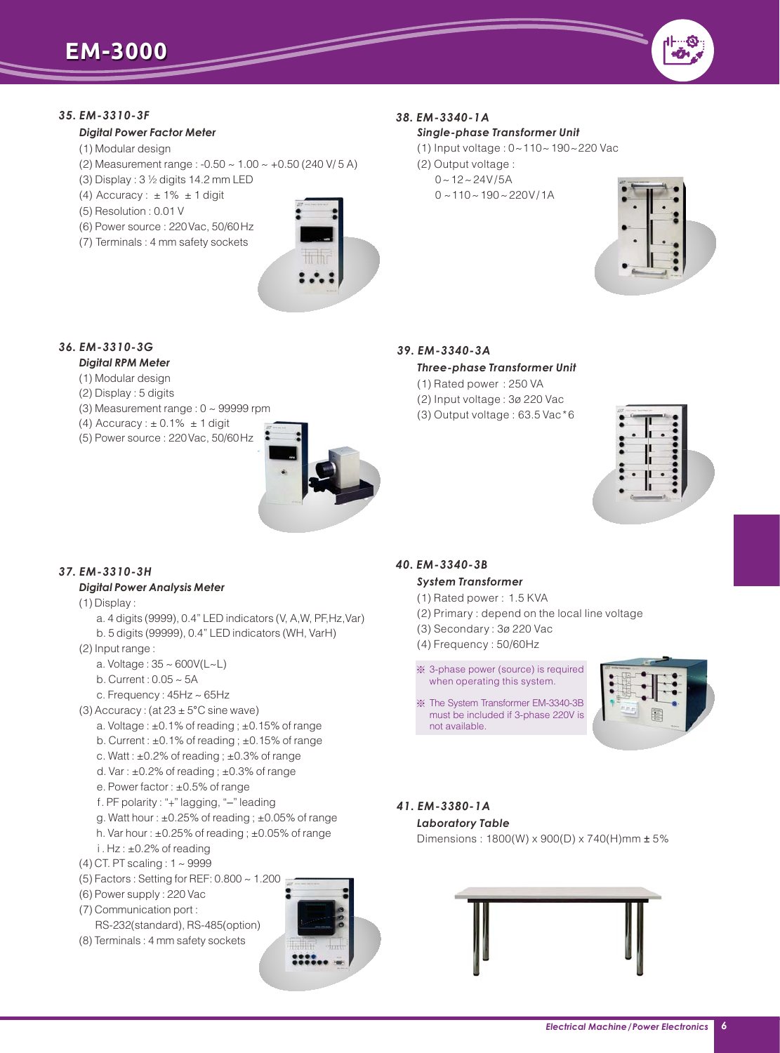# EM-3000

### 35. EM-3310-3F

**Digital Power Factor Meter**

(1) Modular design
(2) Measurement range : -0.50 ~ 1.00 ~ +0.50 (240 V/ 5 A)
(3) Display : 3 ½ digits 14.2 mm LED
(4) Accuracy : ± 1% ± 1 digit
(5) Resolution : 0.01 V
(6) Power source : 220Vac, 50/60Hz
(7) Terminals : 4 mm safety sockets

### 36. EM-3310-3G

**Digital RPM Meter**

(1) Modular design
(2) Display : 5 digits
(3) Measurement range : 0 ~ 99999 rpm
(4) Accuracy : ± 0.1% ± 1 digit
(5) Power source : 220Vac, 50/60Hz

### 37. EM-3310-3H

**Digital Power Analysis Meter**

(1) Display :
  a. 4 digits (9999), 0.4" LED indicators (V, A,W, PF,Hz,Var)
  b. 5 digits (99999), 0.4" LED indicators (WH, VarH)
(2) Input range :
  a. Voltage : 35 ~ 600V(L~L)
  b. Current : 0.05 ~ 5A
  c. Frequency : 45Hz ~ 65Hz
(3) Accuracy : (at 23 ± 5°C sine wave)
  a. Voltage : ±0.1% of reading ; ±0.15% of range
  b. Current : ±0.1% of reading ; ±0.15% of range
  c. Watt : ±0.2% of reading ; ±0.3% of range
  d. Var : ±0.2% of reading ; ±0.3% of range
  e. Power factor : ±0.5% of range
  f. PF polarity : "+" lagging, "–" leading
  g. Watt hour : ±0.25% of reading ; ±0.05% of range
  h. Var hour : ±0.25% of reading ; ±0.05% of range
  i. Hz : ±0.2% of reading
(4) CT. PT scaling : 1 ~ 9999
(5) Factors : Setting for REF: 0.800 ~ 1.200
(6) Power supply : 220 Vac
(7) Communication port :
  RS-232(standard), RS-485(option)
(8) Terminals : 4 mm safety sockets

### 38. EM-3340-1A

**Single-phase Transformer Unit**

(1) Input voltage : 0~110~190~220 Vac
(2) Output voltage :
  0~12~24V/5A
  0~110~190~220V/1A

### 39. EM-3340-3A

**Three-phase Transformer Unit**

(1) Rated power : 250 VA
(2) Input voltage : 3ø 220 Vac
(3) Output voltage : 63.5 Vac*6

### 40. EM-3340-3B

**System Transformer**

(1) Rated power : 1.5 KVA
(2) Primary : depend on the local line voltage
(3) Secondary : 3ø 220 Vac
(4) Frequency : 50/60Hz

※ 3-phase power (source) is required when operating this system.

※ The System Transformer EM-3340-3B must be included if 3-phase 220V is not available.

### 41. EM-3380-1A

**Laboratory Table**

Dimensions : 1800(W) x 900(D) x 740(H)mm ± 5%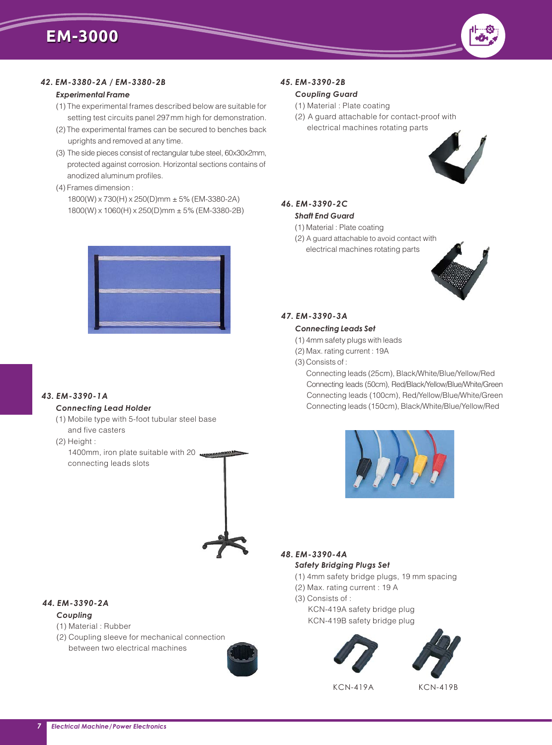# EM-3000

### 42. EM-3380-2A / EM-3380-2B

***Experimental Frame***

(1) The experimental frames described below are suitable for setting test circuits panel 297 mm high for demonstration.

(2) The experimental frames can be secured to benches back uprights and removed at any time.

(3) The side pieces consist of rectangular tube steel, 60x30x2mm, protected against corrosion. Horizontal sections contains of anodized aluminum profiles.

(4) Frames dimension :

1800(W) x 730(H) x 250(D)mm ± 5% (EM-3380-2A)

1800(W) x 1060(H) x 250(D)mm ± 5% (EM-3380-2B)

### 43. EM-3390-1A

***Connecting Lead Holder***

(1) Mobile type with 5-foot tubular steel base and five casters

(2) Height :

1400mm, iron plate suitable with 20 connecting leads slots

### 44. EM-3390-2A

***Coupling***

(1) Material : Rubber

(2) Coupling sleeve for mechanical connection between two electrical machines

### 45. EM-3390-2B

***Coupling Guard***

(1) Material : Plate coating

(2) A guard attachable for contact-proof with electrical machines rotating parts

### 46. EM-3390-2C

***Shaft End Guard***

(1) Material : Plate coating

(2) A guard attachable to avoid contact with electrical machines rotating parts

### 47. EM-3390-3A

***Connecting Leads Set***

(1) 4mm safety plugs with leads

(2) Max. rating current : 19A

(3) Consists of :

Connecting leads (25cm), Black/White/Blue/Yellow/Red

Connecting leads (50cm), Red/Black/Yellow/Blue/White/Green

Connecting leads (100cm), Red/Yellow/Blue/White/Green

Connecting leads (150cm), Black/White/Blue/Yellow/Red

### 48. EM-3390-4A

***Safety Bridging Plugs Set***

(1) 4mm safety bridge plugs, 19 mm spacing

(2) Max. rating current : 19 A

(3) Consists of :

KCN-419A safety bridge plug

KCN-419B safety bridge plug

KCN-419A KCN-419B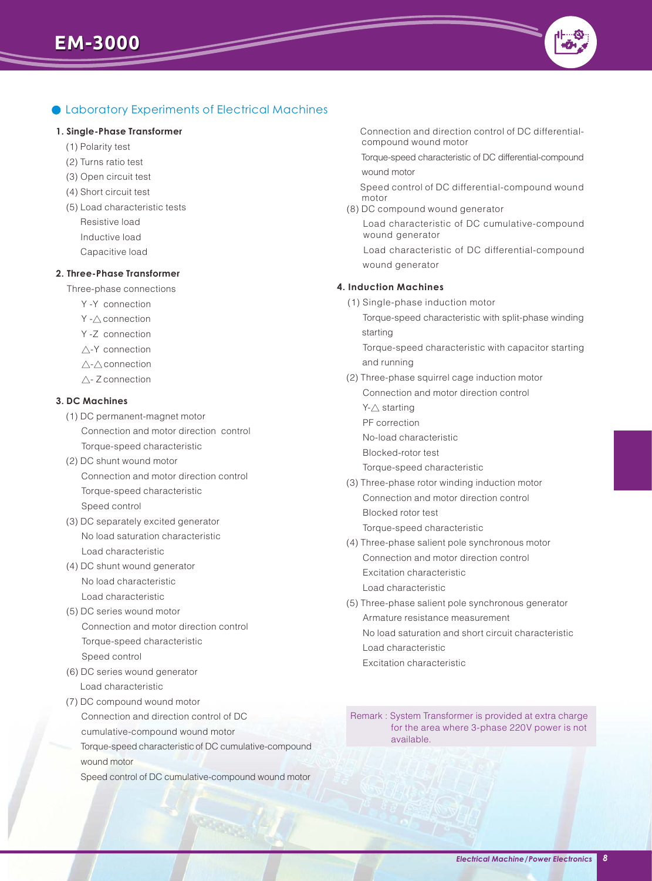## Laboratory Experiments of Electrical Machines

### 1. Single-Phase Transformer

(1) Polarity test

(2) Turns ratio test

(3) Open circuit test

(4) Short circuit test

(5) Load characteristic tests
- Resistive load
- Inductive load
- Capacitive load

### 2. Three-Phase Transformer

Three-phase connections
- Y -Y connection
- Y -△ connection
- Y -Z connection
- △-Y connection
- △-△ connection
- △- Z connection

### 3. DC Machines

(1) DC permanent-magnet motor
- Connection and motor direction control
- Torque-speed characteristic

(2) DC shunt wound motor
- Connection and motor direction control
- Torque-speed characteristic
- Speed control

(3) DC separately excited generator
- No load saturation characteristic
- Load characteristic

(4) DC shunt wound generator
- No load characteristic
- Load characteristic

(5) DC series wound motor
- Connection and motor direction control
- Torque-speed characteristic
- Speed control

(6) DC series wound generator
- Load characteristic

(7) DC compound wound motor
- Connection and direction control of DC cumulative-compound wound motor
- Torque-speed characteristic of DC cumulative-compound wound motor
- Speed control of DC cumulative-compound wound motor
- Connection and direction control of DC differential-compound wound motor
- Torque-speed characteristic of DC differential-compound wound motor
- Speed control of DC differential-compound wound motor

(8) DC compound wound generator
- Load characteristic of DC cumulative-compound wound generator
- Load characteristic of DC differential-compound wound generator

### 4. Induction Machines

(1) Single-phase induction motor
- Torque-speed characteristic with split-phase winding starting
- Torque-speed characteristic with capacitor starting and running

(2) Three-phase squirrel cage induction motor
- Connection and motor direction control
- Y-△ starting
- PF correction
- No-load characteristic
- Blocked-rotor test
- Torque-speed characteristic

(3) Three-phase rotor winding induction motor
- Connection and motor direction control
- Blocked rotor test
- Torque-speed characteristic

(4) Three-phase salient pole synchronous motor
- Connection and motor direction control
- Excitation characteristic
- Load characteristic

(5) Three-phase salient pole synchronous generator
- Armature resistance measurement
- No load saturation and short circuit characteristic
- Load characteristic
- Excitation characteristic

Remark : System Transformer is provided at extra charge for the area where 3-phase 220V power is not available.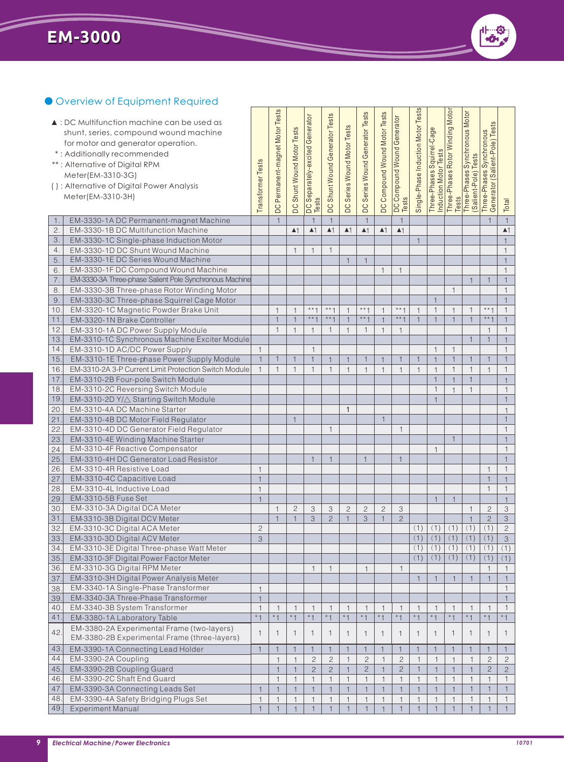## Overview of Equipment Required

▲ : DC Multifunction machine can be used as shunt, series, compound wound machine for motor and generator operation.
\* : Additionally recommended
\*\* : Alternative of Digital RPM Meter(EM-3310-3G)
( ) : Alternative of Digital Power Analysis Meter(EM-3310-3H)

| | | Transformer Tests | DC Permanent-magnet Motor Tests | DC Shunt Wound Motor Tests | DC Separately-excited Generator Tests | DC Shunt Wound Generator Tests | DC Series Wound Motor Tests | DC Series Wound Generator Tests | DC Compound Wound Motor Tests | DC Compound Wound Generator Tests | Single-Phase Induction Motor Tests | Three-Phases Squirrel-Cage Induction Motor Tests | Three-Phases Rotor Winding Motor Tests | Three-Phases Synchronous Motor (Salient-Pole) Tests | Three-Phases Synchronous Generator (Salient-Pole) Tests | Total |
|---|---|---|---|---|---|---|---|---|---|---|---|---|---|---|---|---|
| 1. | EM-3330-1A DC Permanent-magnet Machine | | 1 | | 1 | 1 | | 1 | | 1 | | | | | 1 | 1 |
| 2. | EM-3330-1B DC Multifunction Machine | | | ▲1 | ▲1 | ▲1 | ▲1 | ▲1 | ▲1 | ▲1 | | | | | | ▲1 |
| 3. | EM-3330-1C Single-phase Induction Motor | | | | | | | | | | 1 | | | | | 1 |
| 4. | EM-3330-1D DC Shunt Wound Machine | | | 1 | 1 | 1 | | | | | | | | | | 1 |
| 5. | EM-3330-1E DC Series Wound Machine | | | | | | 1 | 1 | | | | | | | | 1 |
| 6. | EM-3330-1F DC Compound Wound Machine | | | | | | | | 1 | 1 | | | | | | 1 |
| 7. | EM-3330-3A Three-phase Salient Pole Synchronous Machine | | | | | | | | | | | | | 1 | 1 | 1 |
| 8. | EM-3330-3B Three-phase Rotor Winding Motor | | | | | | | | | | | | 1 | | | 1 |
| 9. | EM-3330-3C Three-phase Squirrel Cage Motor | | | | | | | | | | | 1 | | | | 1 |
| 10. | EM-3320-1C Magnetic Powder Brake Unit | | 1 | 1 | \*\*1 | \*\*1 | 1 | \*\*1 | 1 | \*\*1 | 1 | 1 | 1 | 1 | \*\*1 | 1 |
| 11. | EM-3320-1N Brake Controller | | 1 | 1 | \*\*1 | \*\*1 | 1 | \*\*1 | 1 | \*\*1 | 1 | 1 | 1 | 1 | \*\*1 | 1 |
| 12. | EM-3310-1A DC Power Supply Module | | 1 | 1 | 1 | 1 | 1 | 1 | 1 | 1 | | | | | 1 | 1 |
| 13. | EM-3310-1C Synchronous Machine Exciter Module | | | | | | | | | | | | | 1 | 1 | 1 |
| 14. | EM-3310-1D AC/DC Power Supply | 1 | | | 1 | | | | | | | 1 | 1 | | | 1 |
| 15. | EM-3310-1E Three-phase Power Supply Module | 1 | 1 | 1 | 1 | 1 | 1 | 1 | 1 | 1 | 1 | 1 | 1 | 1 | 1 | 1 |
| 16. | EM-3310-2A 3-P Current Limit Protection Switch Module | 1 | 1 | 1 | 1 | 1 | 1 | 1 | 1 | 1 | 1 | 1 | 1 | 1 | 1 | 1 |
| 17. | EM-3310-2B Four-pole Switch Module | | | | | | | | | | | 1 | 1 | 1 | | 1 |
| 18. | EM-3310-2C Reversing Switch Module | | | | | | | | | | | 1 | 1 | 1 | | 1 |
| 19. | EM-3310-2D Y/△ Starting Switch Module | | | | | | | | | | | 1 | | | | 1 |
| 20. | EM-3310-4A DC Machine Starter | | | | | | 1 | | | | | | | | | 1 |
| 21. | EM-3310-4B DC Motor Field Regulator | | | 1 | | | | | 1 | | | | | | | 1 |
| 22. | EM-3310-4D DC Generator Field Regulator | | | | | 1 | | | | 1 | | | | | | 1 |
| 23. | EM-3310-4E Winding Machine Starter | | | | | | | | | | | | 1 | | | 1 |
| 24. | EM-3310-4F Reactive Compensator | | | | | | | | | | | 1 | | | | 1 |
| 25. | EM-3310-4H DC Generator Load Resistor | | | | 1 | 1 | | 1 | | 1 | | | | | | 1 |
| 26. | EM-3310-4R Resistive Load | 1 | | | | | | | | | | | | | 1 | 1 |
| 27. | EM-3310-4C Capacitive Load | 1 | | | | | | | | | | | | | 1 | 1 |
| 28. | EM-3310-4L Inductive Load | 1 | | | | | | | | | | | | | 1 | 1 |
| 29. | EM-3310-5B Fuse Set | 1 | | | | | | | | | | 1 | 1 | | | 1 |
| 30. | EM-3310-3A Digital DCA Meter | | 1 | 2 | 3 | 3 | 2 | 2 | 2 | 3 | | | | 1 | 2 | 3 |
| 31. | EM-3310-3B Digital DCV Meter | | 1 | 1 | 3 | 2 | 1 | 3 | 1 | 2 | | | | 1 | 2 | 3 |
| 32. | EM-3310-3C Digital ACA Meter | 2 | | | | | | | | | (1) | (1) | (1) | (1) | (1) | 2 |
| 33. | EM-3310-3D Digital ACV Meter | 3 | | | | | | | | | (1) | (1) | (1) | (1) | (1) | 3 |
| 34. | EM-3310-3E Digital Three-phase Watt Meter | | | | | | | | | | (1) | (1) | (1) | (1) | (1) | (1) |
| 35. | EM-3310-3F Digital Power Factor Meter | | | | | | | | | | (1) | (1) | (1) | (1) | (1) | (1) |
| 36. | EM-3310-3G Digital RPM Meter | | | | 1 | 1 | | 1 | | 1 | | | | | 1 | 1 |
| 37. | EM-3310-3H Digital Power Analysis Meter | | | | | | | | | | 1 | 1 | 1 | 1 | 1 | 1 |
| 38. | EM-3340-1A Single-Phase Transformer | 1 | | | | | | | | | | | | | | 1 |
| 39. | EM-3340-3A Three-Phase Transformer | 1 | | | | | | | | | | | | | | 1 |
| 40. | EM-3340-3B System Transformer | 1 | 1 | 1 | 1 | 1 | 1 | 1 | 1 | 1 | 1 | 1 | 1 | 1 | 1 | 1 |
| 41. | EM-3380-1A Laboratory Table | \*1 | \*1 | \*1 | \*1 | \*1 | \*1 | \*1 | \*1 | \*1 | \*1 | \*1 | \*1 | \*1 | \*1 | \*1 |
| 42. | EM-3380-2A Experimental Frame (two-layers) EM-3380-2B Experimental Frame (three-layers) | 1 | 1 | 1 | 1 | 1 | 1 | 1 | 1 | 1 | 1 | 1 | 1 | 1 | 1 | 1 |
| 43. | EM-3390-1A Connecting Lead Holder | 1 | 1 | 1 | 1 | 1 | 1 | 1 | 1 | 1 | 1 | 1 | 1 | 1 | 1 | 1 |
| 44. | EM-3390-2A Coupling | | 1 | 1 | 2 | 2 | 1 | 2 | 1 | 2 | 1 | 1 | 1 | 1 | 2 | 2 |
| 45. | EM-3390-2B Coupling Guard | | 1 | 1 | 2 | 2 | 1 | 2 | 1 | 2 | 1 | 1 | 1 | 1 | 2 | 2 |
| 46. | EM-3390-2C Shaft End Guard | | 1 | 1 | 1 | 1 | 1 | 1 | 1 | 1 | 1 | 1 | 1 | 1 | 1 | 1 |
| 47. | EM-3390-3A Connecting Leads Set | 1 | 1 | 1 | 1 | 1 | 1 | 1 | 1 | 1 | 1 | 1 | 1 | 1 | 1 | 1 |
| 48. | EM-3390-4A Safety Bridging Plugs Set | 1 | 1 | 1 | 1 | 1 | 1 | 1 | 1 | 1 | 1 | 1 | 1 | 1 | 1 | 1 |
| 49. | Experiment Manual | 1 | 1 | 1 | 1 | 1 | 1 | 1 | 1 | 1 | 1 | 1 | 1 | 1 | 1 | 1 |